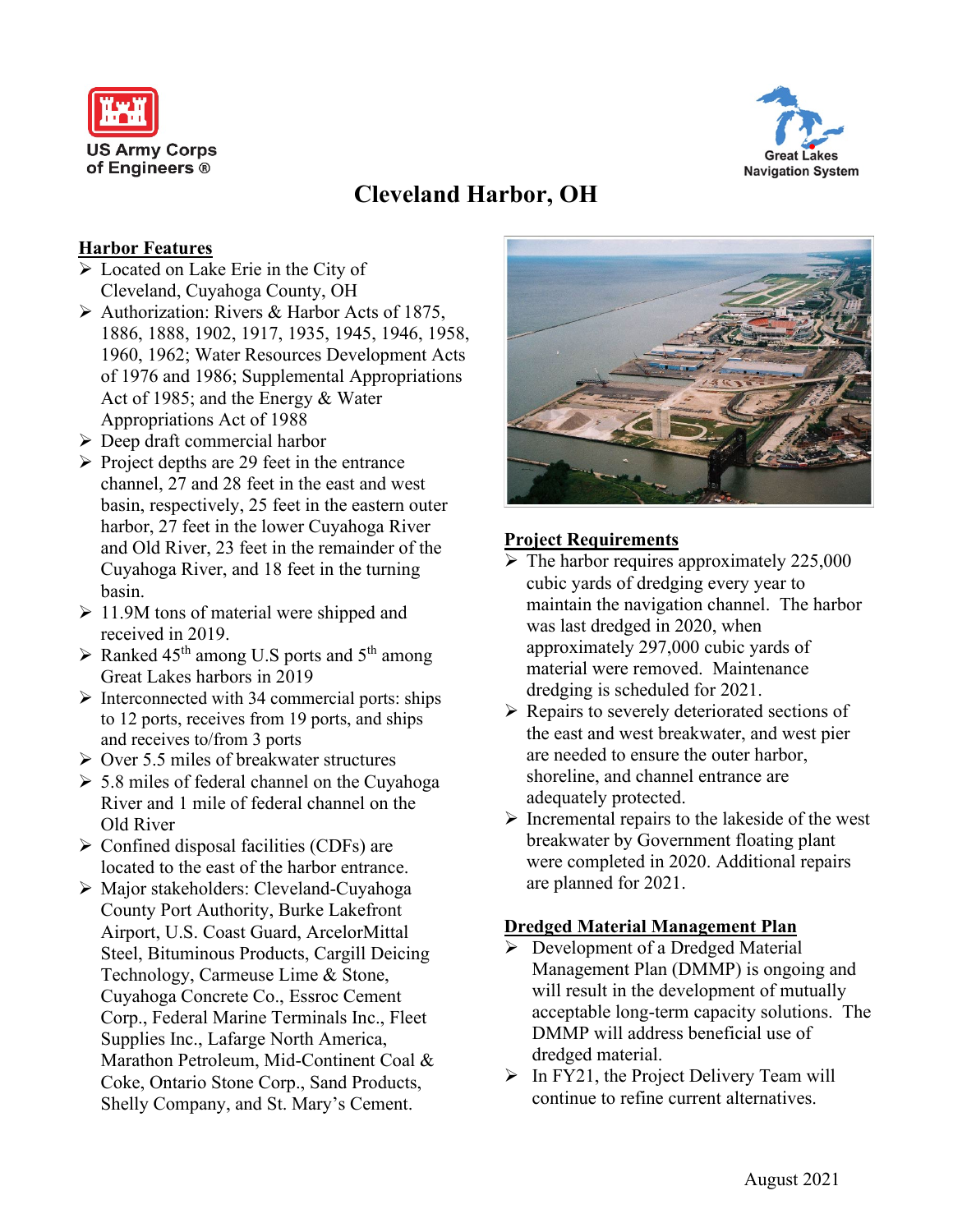US Army Corps of Engineers ®

Great Lakes Navigation System

# Cleveland Harbor, OH

## Harbor Features

- Located on Lake Erie in the City of Cleveland, Cuyahoga County, OH
- Authorization: Rivers & Harbor Acts of 1875, 1886, 1888, 1902, 1917, 1935, 1945, 1946, 1958, 1960, 1962; Water Resources Development Acts of 1976 and 1986; Supplemental Appropriations Act of 1985; and the Energy & Water Appropriations Act of 1988
- Deep draft commercial harbor
- Project depths are 29 feet in the entrance channel, 27 and 28 feet in the east and west basin, respectively, 25 feet in the eastern outer harbor, 27 feet in the lower Cuyahoga River and Old River, 23 feet in the remainder of the Cuyahoga River, and 18 feet in the turning basin.
- 11.9M tons of material were shipped and received in 2019.
- Ranked 45th among U.S ports and 5th among Great Lakes harbors in 2019
- Interconnected with 34 commercial ports: ships to 12 ports, receives from 19 ports, and ships and receives to/from 3 ports
- Over 5.5 miles of breakwater structures
- 5.8 miles of federal channel on the Cuyahoga River and 1 mile of federal channel on the Old River
- Confined disposal facilities (CDFs) are located to the east of the harbor entrance.
- Major stakeholders: Cleveland-Cuyahoga County Port Authority, Burke Lakefront Airport, U.S. Coast Guard, ArcelorMittal Steel, Bituminous Products, Cargill Deicing Technology, Carmeuse Lime & Stone, Cuyahoga Concrete Co., Essroc Cement Corp., Federal Marine Terminals Inc., Fleet Supplies Inc., Lafarge North America, Marathon Petroleum, Mid-Continent Coal & Coke, Ontario Stone Corp., Sand Products, Shelly Company, and St. Mary's Cement.

## Project Requirements

- The harbor requires approximately 225,000 cubic yards of dredging every year to maintain the navigation channel. The harbor was last dredged in 2020, when approximately 297,000 cubic yards of material were removed. Maintenance dredging is scheduled for 2021.
- Repairs to severely deteriorated sections of the east and west breakwater, and west pier are needed to ensure the outer harbor, shoreline, and channel entrance are adequately protected.
- Incremental repairs to the lakeside of the west breakwater by Government floating plant were completed in 2020. Additional repairs are planned for 2021.

## Dredged Material Management Plan

- Development of a Dredged Material Management Plan (DMMP) is ongoing and will result in the development of mutually acceptable long-term capacity solutions. The DMMP will address beneficial use of dredged material.
- In FY21, the Project Delivery Team will continue to refine current alternatives.

August 2021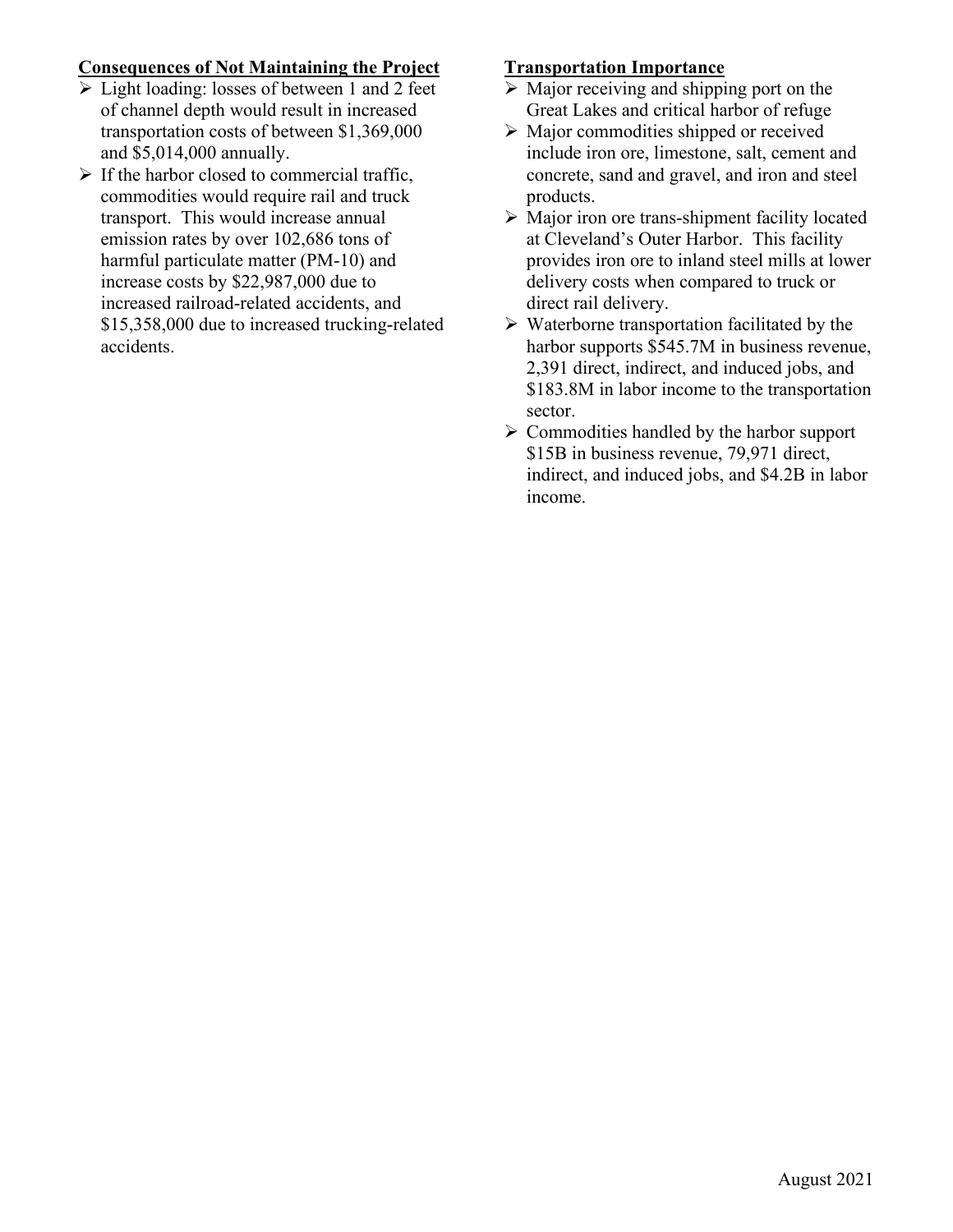**Consequences of Not Maintaining the Project**

- Light loading: losses of between 1 and 2 feet of channel depth would result in increased transportation costs of between $1,369,000 and $5,014,000 annually.
- If the harbor closed to commercial traffic, commodities would require rail and truck transport. This would increase annual emission rates by over 102,686 tons of harmful particulate matter (PM-10) and increase costs by $22,987,000 due to increased railroad-related accidents, and $15,358,000 due to increased trucking-related accidents.

**Transportation Importance**

- Major receiving and shipping port on the Great Lakes and critical harbor of refuge
- Major commodities shipped or received include iron ore, limestone, salt, cement and concrete, sand and gravel, and iron and steel products.
- Major iron ore trans-shipment facility located at Cleveland's Outer Harbor. This facility provides iron ore to inland steel mills at lower delivery costs when compared to truck or direct rail delivery.
- Waterborne transportation facilitated by the harbor supports $545.7M in business revenue, 2,391 direct, indirect, and induced jobs, and $183.8M in labor income to the transportation sector.
- Commodities handled by the harbor support $15B in business revenue, 79,971 direct, indirect, and induced jobs, and $4.2B in labor income.

August 2021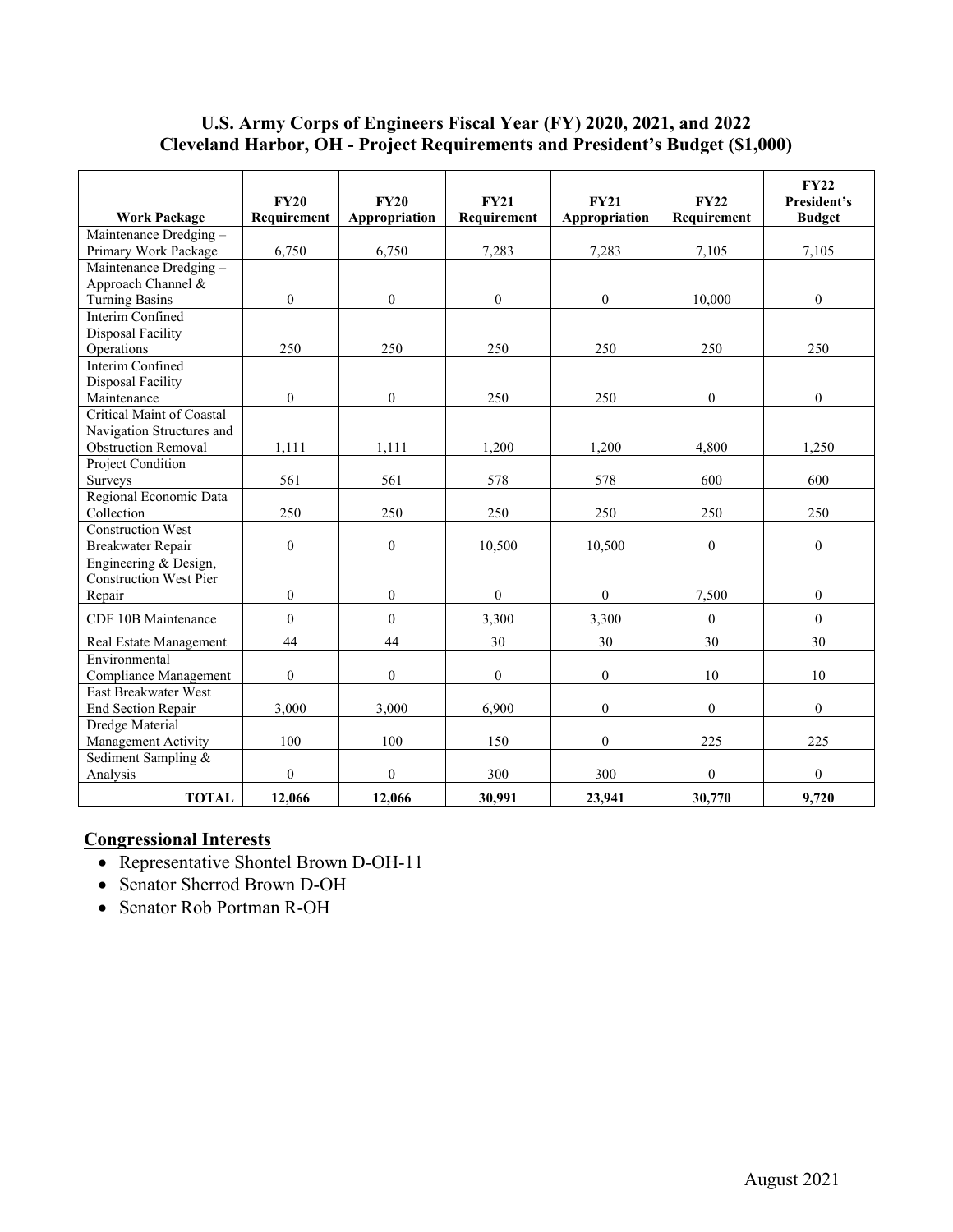## U.S. Army Corps of Engineers Fiscal Year (FY) 2020, 2021, and 2022 Cleveland Harbor, OH - Project Requirements and President's Budget ($1,000)

| Work Package | FY20 Requirement | FY20 Appropriation | FY21 Requirement | FY21 Appropriation | FY22 Requirement | FY22 President's Budget |
|---|---|---|---|---|---|---|
| Maintenance Dredging – Primary Work Package | 6,750 | 6,750 | 7,283 | 7,283 | 7,105 | 7,105 |
| Maintenance Dredging – Approach Channel & Turning Basins | 0 | 0 | 0 | 0 | 10,000 | 0 |
| Interim Confined Disposal Facility Operations | 250 | 250 | 250 | 250 | 250 | 250 |
| Interim Confined Disposal Facility Maintenance | 0 | 0 | 250 | 250 | 0 | 0 |
| Critical Maint of Coastal Navigation Structures and Obstruction Removal | 1,111 | 1,111 | 1,200 | 1,200 | 4,800 | 1,250 |
| Project Condition Surveys | 561 | 561 | 578 | 578 | 600 | 600 |
| Regional Economic Data Collection | 250 | 250 | 250 | 250 | 250 | 250 |
| Construction West Breakwater Repair | 0 | 0 | 10,500 | 10,500 | 0 | 0 |
| Engineering & Design, Construction West Pier Repair | 0 | 0 | 0 | 0 | 7,500 | 0 |
| CDF 10B Maintenance | 0 | 0 | 3,300 | 3,300 | 0 | 0 |
| Real Estate Management | 44 | 44 | 30 | 30 | 30 | 30 |
| Environmental Compliance Management | 0 | 0 | 0 | 0 | 10 | 10 |
| East Breakwater West End Section Repair | 3,000 | 3,000 | 6,900 | 0 | 0 | 0 |
| Dredge Material Management Activity | 100 | 100 | 150 | 0 | 225 | 225 |
| Sediment Sampling & Analysis | 0 | 0 | 300 | 300 | 0 | 0 |
| **TOTAL** | **12,066** | **12,066** | **30,991** | **23,941** | **30,770** | **9,720** |

**Congressional Interests**

- Representative Shontel Brown D-OH-11
- Senator Sherrod Brown D-OH
- Senator Rob Portman R-OH

August 2021